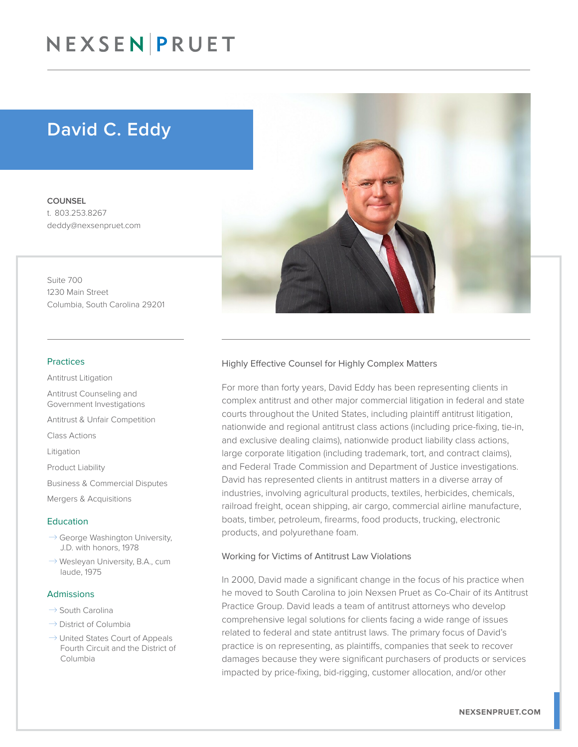# David C. Eddy

**COUNSEL**
t. 803.253.8267
deddy@nexsenpruet.com

Suite 700
1230 Main Street
Columbia, South Carolina 29201

## Practices

Antitrust Litigation

Antitrust Counseling and Government Investigations

Antitrust & Unfair Competition

Class Actions

Litigation

Product Liability

Business & Commercial Disputes

Mergers & Acquisitions

## Education

- George Washington University, J.D. with honors, 1978
- Wesleyan University, B.A., cum laude, 1975

## Admissions

- South Carolina
- District of Columbia
- United States Court of Appeals Fourth Circuit and the District of Columbia

### Highly Effective Counsel for Highly Complex Matters

For more than forty years, David Eddy has been representing clients in complex antitrust and other major commercial litigation in federal and state courts throughout the United States, including plaintiff antitrust litigation, nationwide and regional antitrust class actions (including price-fixing, tie-in, and exclusive dealing claims), nationwide product liability class actions, large corporate litigation (including trademark, tort, and contract claims), and Federal Trade Commission and Department of Justice investigations. David has represented clients in antitrust matters in a diverse array of industries, involving agricultural products, textiles, herbicides, chemicals, railroad freight, ocean shipping, air cargo, commercial airline manufacture, boats, timber, petroleum, firearms, food products, trucking, electronic products, and polyurethane foam.

### Working for Victims of Antitrust Law Violations

In 2000, David made a significant change in the focus of his practice when he moved to South Carolina to join Nexsen Pruet as Co-Chair of its Antitrust Practice Group. David leads a team of antitrust attorneys who develop comprehensive legal solutions for clients facing a wide range of issues related to federal and state antitrust laws. The primary focus of David's practice is on representing, as plaintiffs, companies that seek to recover damages because they were significant purchasers of products or services impacted by price-fixing, bid-rigging, customer allocation, and/or other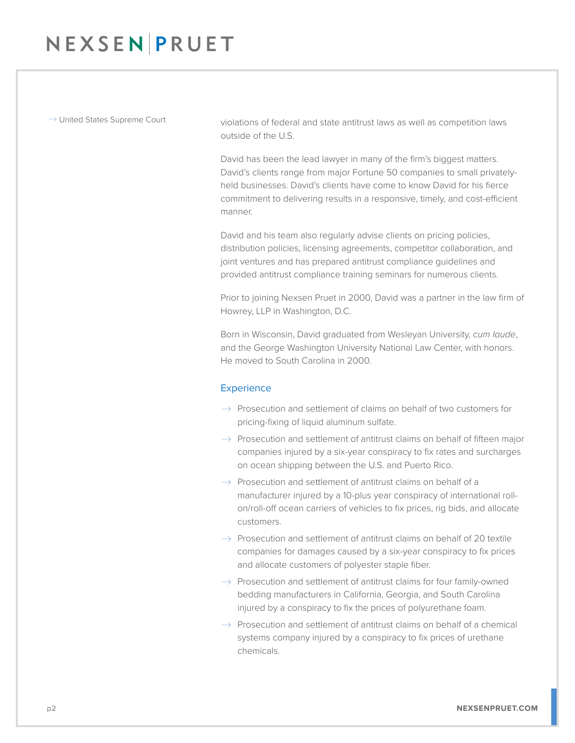- United States Supreme Court

violations of federal and state antitrust laws as well as competition laws outside of the U.S.

David has been the lead lawyer in many of the firm's biggest matters. David's clients range from major Fortune 50 companies to small privately-held businesses. David's clients have come to know David for his fierce commitment to delivering results in a responsive, timely, and cost-efficient manner.

David and his team also regularly advise clients on pricing policies, distribution policies, licensing agreements, competitor collaboration, and joint ventures and has prepared antitrust compliance guidelines and provided antitrust compliance training seminars for numerous clients.

Prior to joining Nexsen Pruet in 2000, David was a partner in the law firm of Howrey, LLP in Washington, D.C.

Born in Wisconsin, David graduated from Wesleyan University, *cum laude*, and the George Washington University National Law Center, with honors. He moved to South Carolina in 2000.

## Experience

- Prosecution and settlement of claims on behalf of two customers for pricing-fixing of liquid aluminum sulfate.
- Prosecution and settlement of antitrust claims on behalf of fifteen major companies injured by a six-year conspiracy to fix rates and surcharges on ocean shipping between the U.S. and Puerto Rico.
- Prosecution and settlement of antitrust claims on behalf of a manufacturer injured by a 10-plus year conspiracy of international roll-on/roll-off ocean carriers of vehicles to fix prices, rig bids, and allocate customers.
- Prosecution and settlement of antitrust claims on behalf of 20 textile companies for damages caused by a six-year conspiracy to fix prices and allocate customers of polyester staple fiber.
- Prosecution and settlement of antitrust claims for four family-owned bedding manufacturers in California, Georgia, and South Carolina injured by a conspiracy to fix the prices of polyurethane foam.
- Prosecution and settlement of antitrust claims on behalf of a chemical systems company injured by a conspiracy to fix prices of urethane chemicals.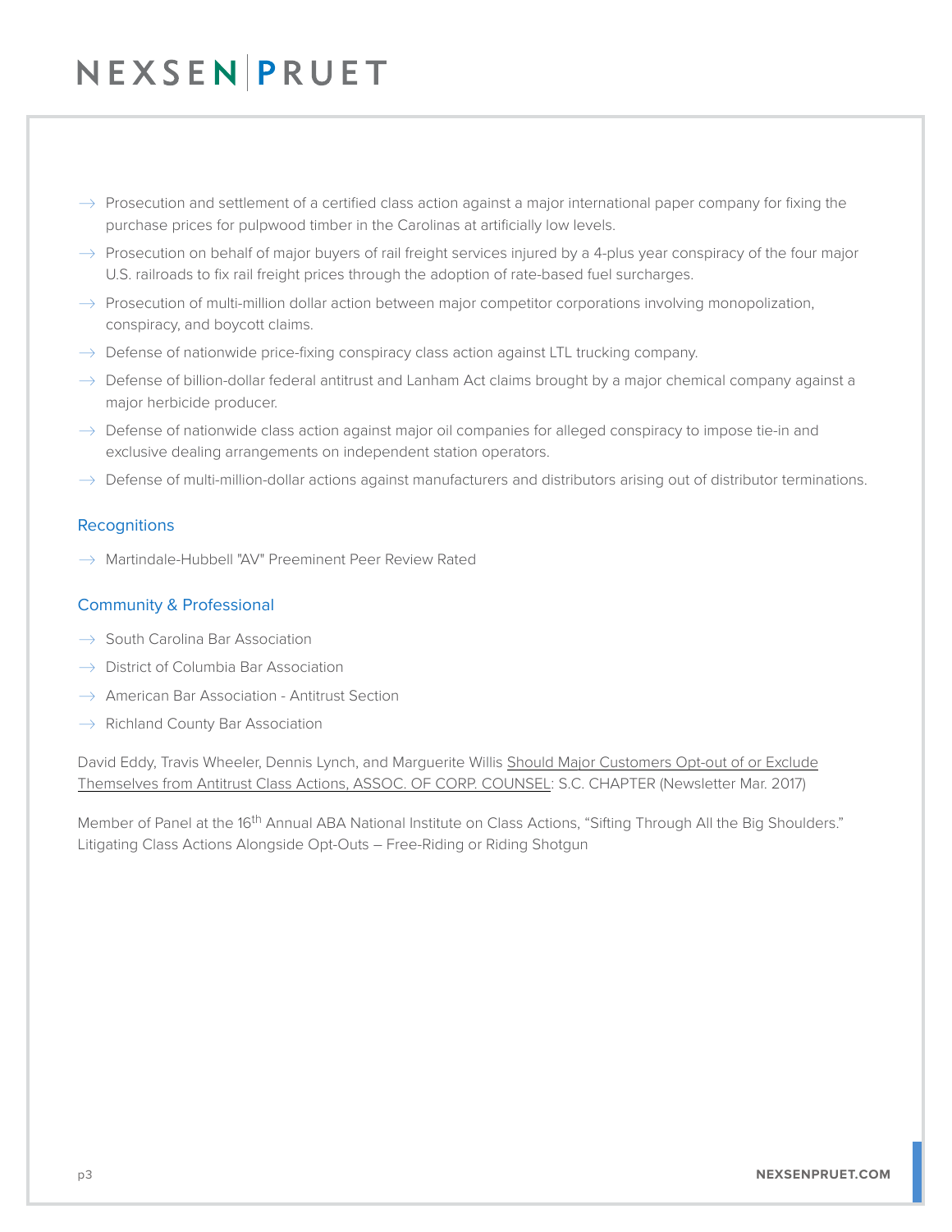- Prosecution and settlement of a certified class action against a major international paper company for fixing the purchase prices for pulpwood timber in the Carolinas at artificially low levels.
- Prosecution on behalf of major buyers of rail freight services injured by a 4-plus year conspiracy of the four major U.S. railroads to fix rail freight prices through the adoption of rate-based fuel surcharges.
- Prosecution of multi-million dollar action between major competitor corporations involving monopolization, conspiracy, and boycott claims.
- Defense of nationwide price-fixing conspiracy class action against LTL trucking company.
- Defense of billion-dollar federal antitrust and Lanham Act claims brought by a major chemical company against a major herbicide producer.
- Defense of nationwide class action against major oil companies for alleged conspiracy to impose tie-in and exclusive dealing arrangements on independent station operators.
- Defense of multi-million-dollar actions against manufacturers and distributors arising out of distributor terminations.

## Recognitions

- Martindale-Hubbell "AV" Preeminent Peer Review Rated

## Community & Professional

- South Carolina Bar Association
- District of Columbia Bar Association
- American Bar Association - Antitrust Section
- Richland County Bar Association

David Eddy, Travis Wheeler, Dennis Lynch, and Marguerite Willis Should Major Customers Opt-out of or Exclude Themselves from Antitrust Class Actions, ASSOC. OF CORP. COUNSEL: S.C. CHAPTER (Newsletter Mar. 2017)

Member of Panel at the 16th Annual ABA National Institute on Class Actions, "Sifting Through All the Big Shoulders." Litigating Class Actions Alongside Opt-Outs – Free-Riding or Riding Shotgun